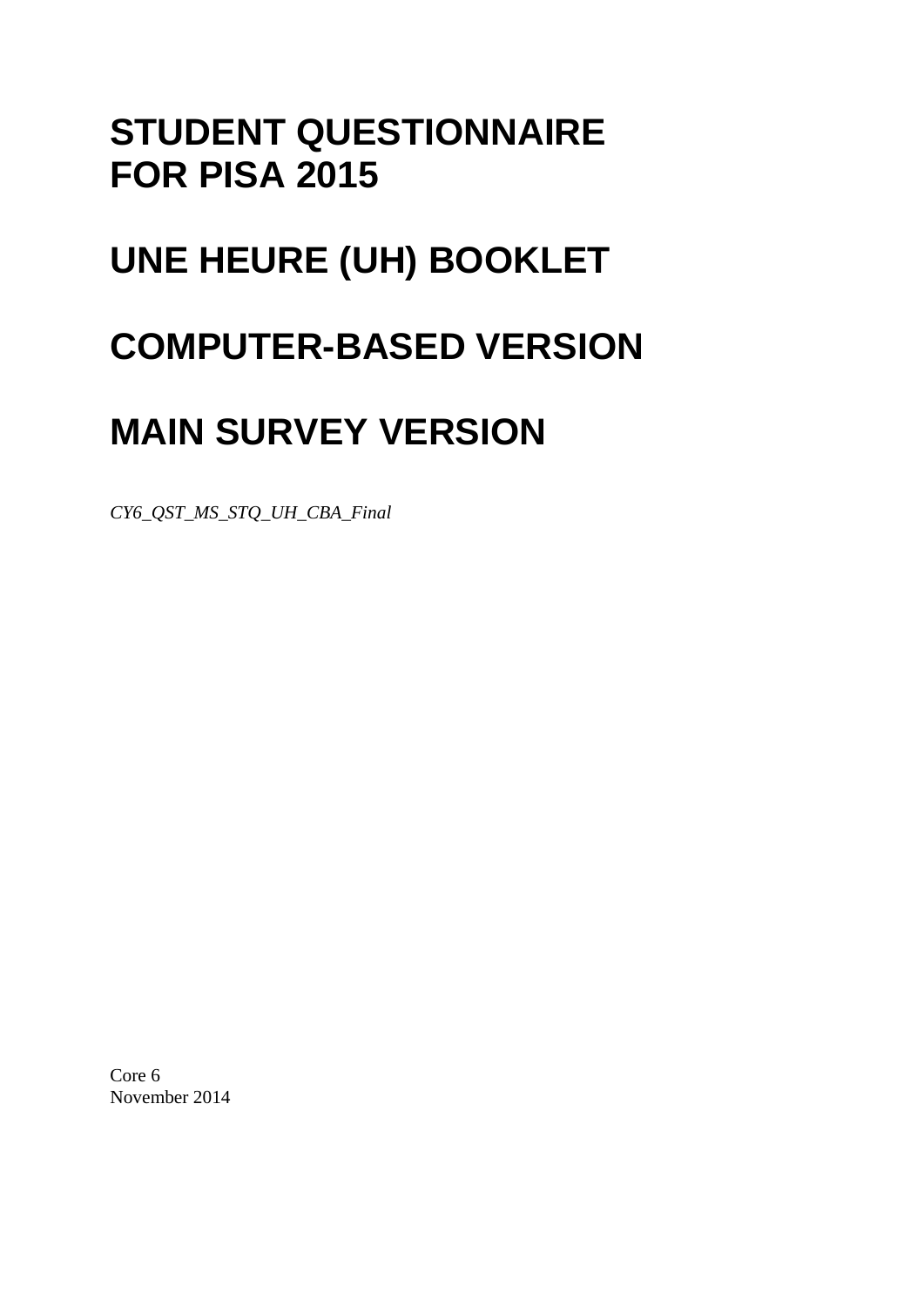# STUDENT QUESTIONNAIRE FOR PISA 2015

# UNE HEURE (UH) BOOKLET

# COMPUTER-BASED VERSION

# MAIN SURVEY VERSION

*CY6_QST_MS_STQ_UH_CBA_Final*

Core 6
November 2014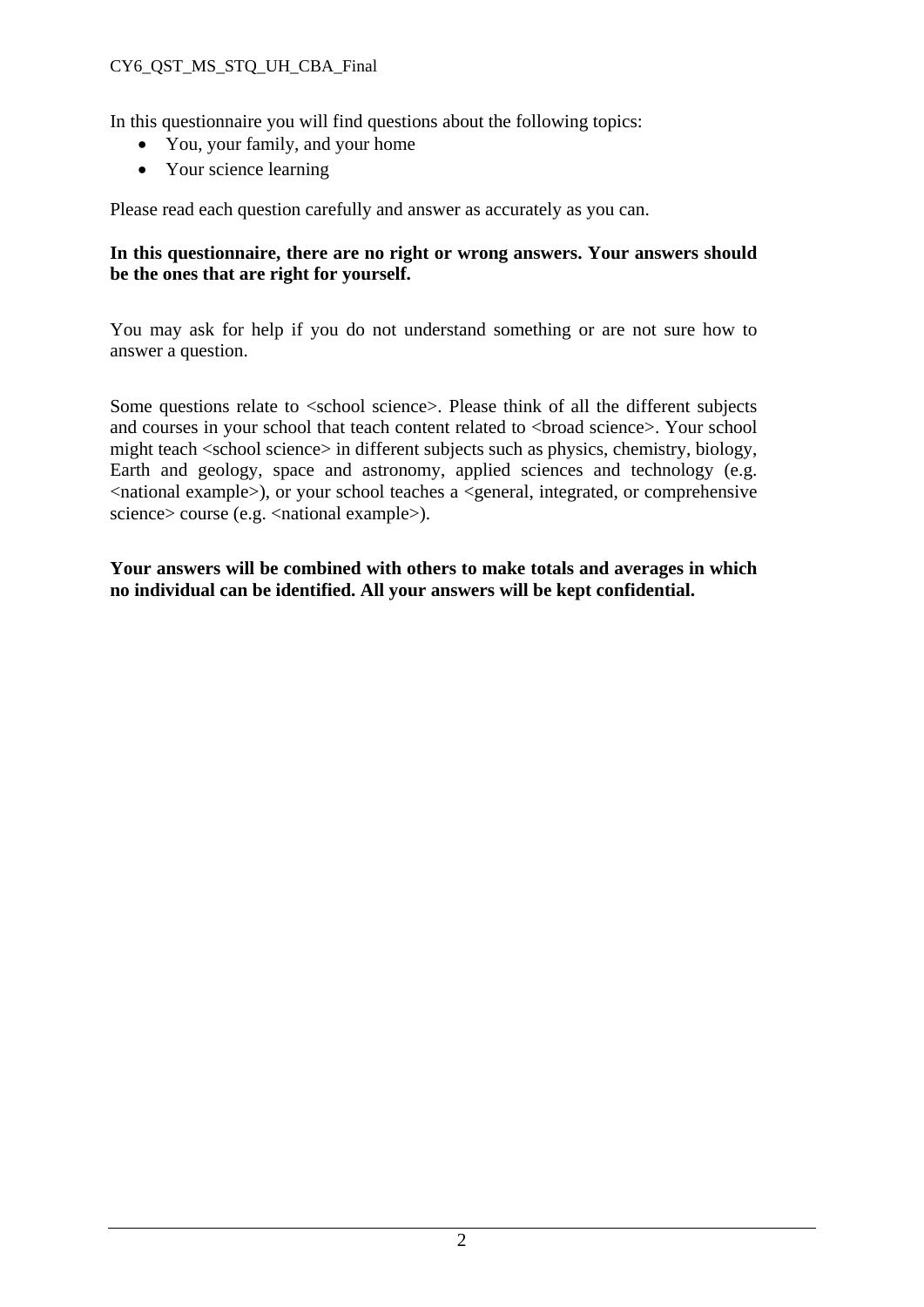In this questionnaire you will find questions about the following topics:

- You, your family, and your home
- Your science learning

Please read each question carefully and answer as accurately as you can.

**In this questionnaire, there are no right or wrong answers. Your answers should be the ones that are right for yourself.**

You may ask for help if you do not understand something or are not sure how to answer a question.

Some questions relate to <school science>. Please think of all the different subjects and courses in your school that teach content related to <broad science>. Your school might teach <school science> in different subjects such as physics, chemistry, biology, Earth and geology, space and astronomy, applied sciences and technology (e.g. <national example>), or your school teaches a <general, integrated, or comprehensive science> course (e.g. <national example>).

**Your answers will be combined with others to make totals and averages in which no individual can be identified. All your answers will be kept confidential.**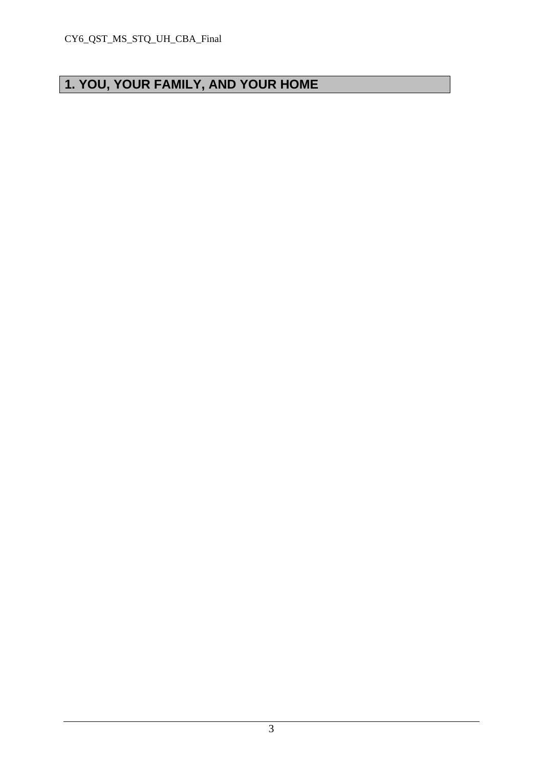# 1. YOU, YOUR FAMILY, AND YOUR HOME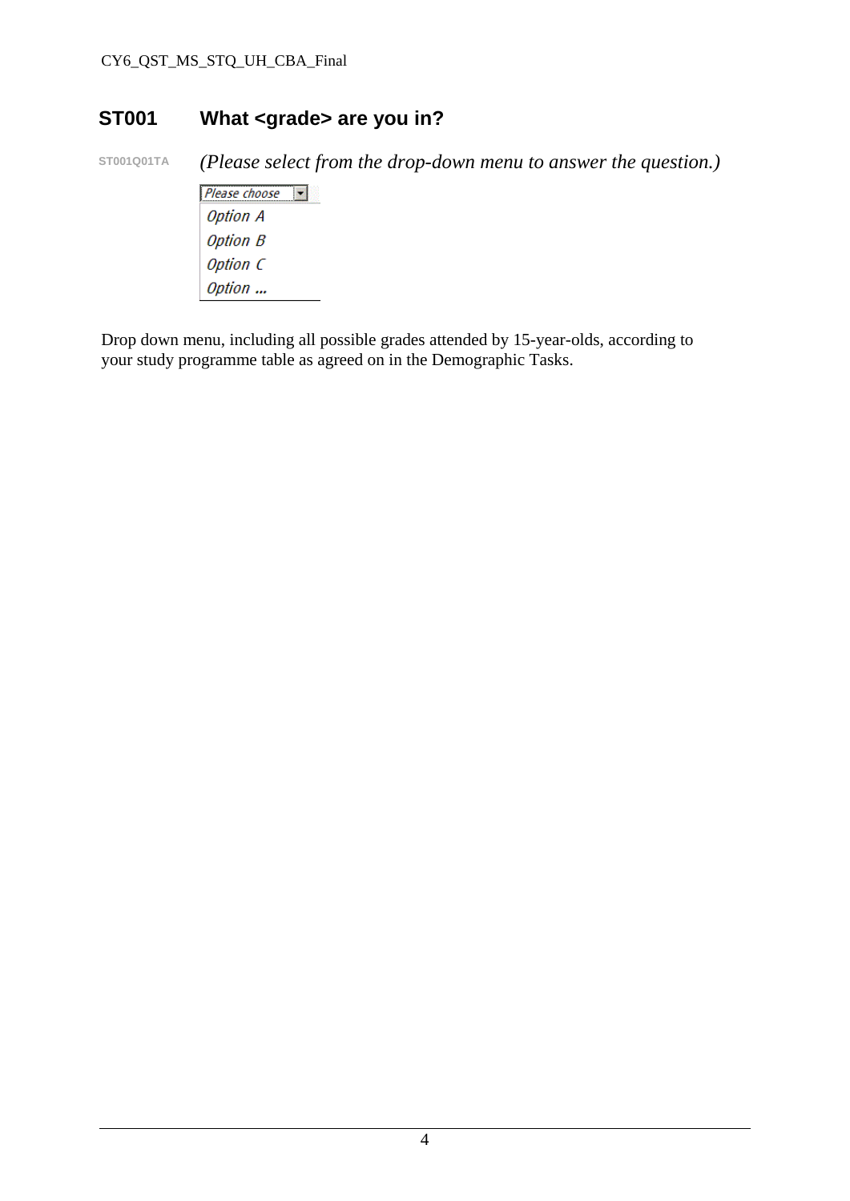## ST001 What <grade> are you in?

ST001Q01TA *(Please select from the drop-down menu to answer the question.)*

| *Please choose* |
|---|
| *Option A* |
| *Option B* |
| *Option C* |
| *Option ...* |

Drop down menu, including all possible grades attended by 15-year-olds, according to your study programme table as agreed on in the Demographic Tasks.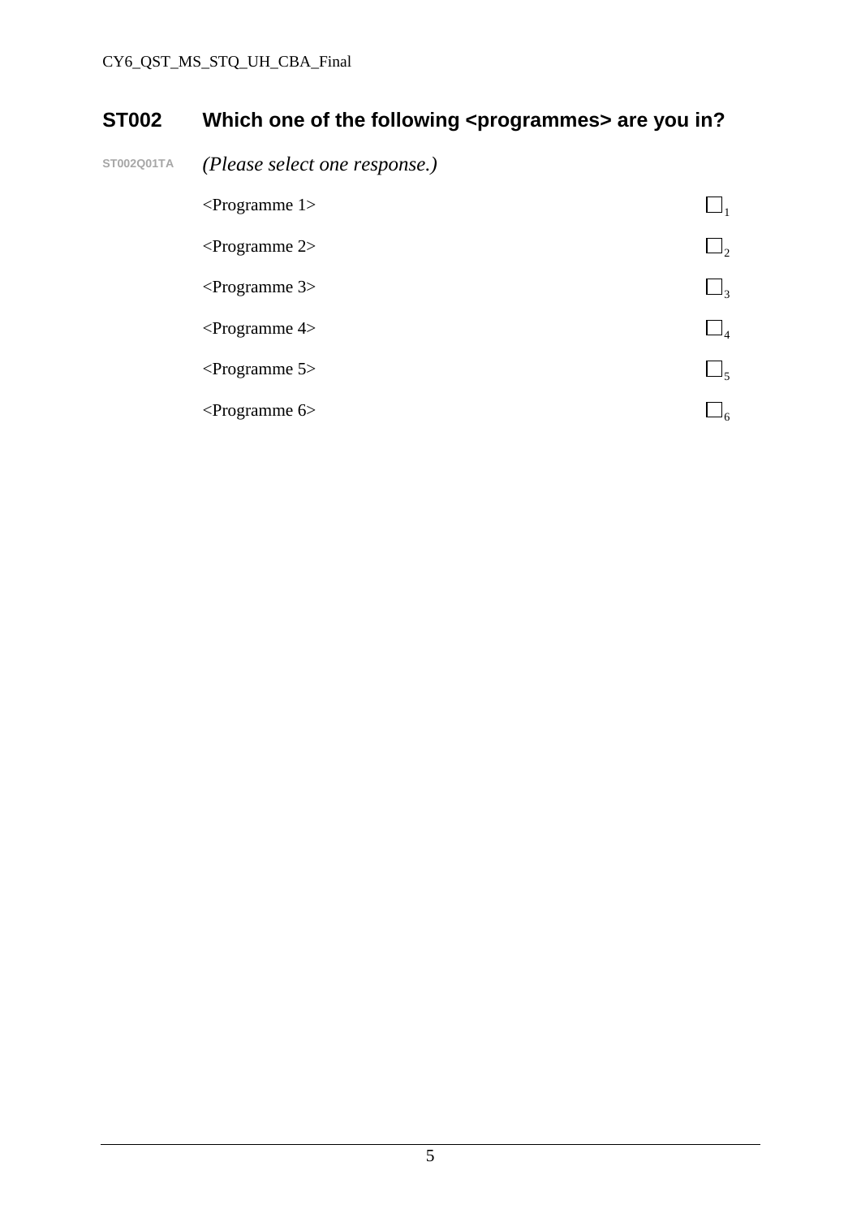## ST002 Which one of the following <programmes> are you in?

ST002Q01TA *(Please select one response.)*

| | |
|---|---|
| <Programme 1> | ☐1 |
| <Programme 2> | ☐2 |
| <Programme 3> | ☐3 |
| <Programme 4> | ☐4 |
| <Programme 5> | ☐5 |
| <Programme 6> | ☐6 |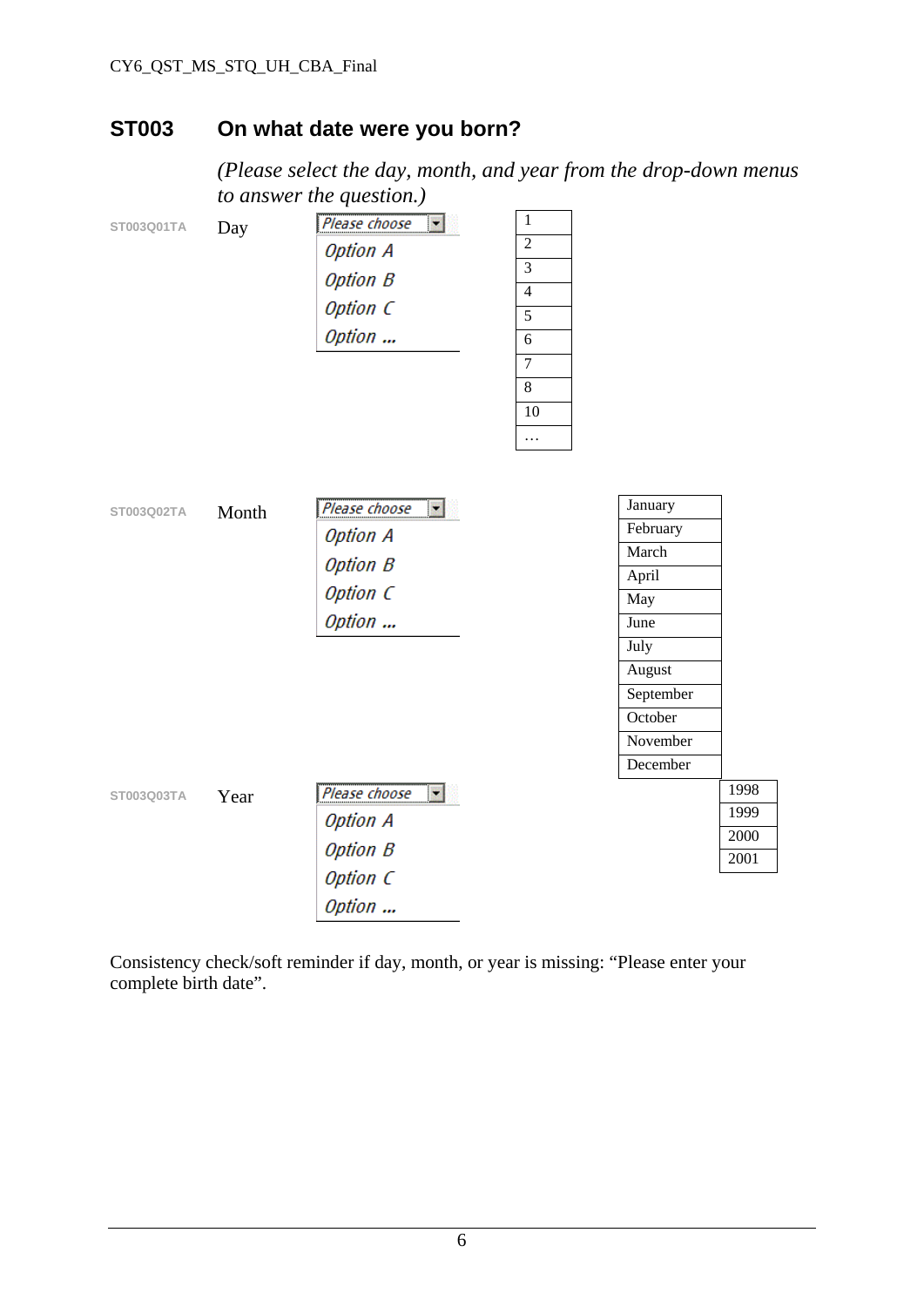## ST003 On what date were you born?

*(Please select the day, month, and year from the drop-down menus to answer the question.)*

ST003Q01TA Day

Please choose
- Option A
- Option B
- Option C
- Option ...

| 1 |
|---|
| 2 |
| 3 |
| 4 |
| 5 |
| 6 |
| 7 |
| 8 |
| 10 |
| … |

ST003Q02TA Month

Please choose
- Option A
- Option B
- Option C
- Option ...

| January |
|---|
| February |
| March |
| April |
| May |
| June |
| July |
| August |
| September |
| October |
| November |
| December |

ST003Q03TA Year

Please choose
- Option A
- Option B
- Option C
- Option ...

| 1998 |
|---|
| 1999 |
| 2000 |
| 2001 |

Consistency check/soft reminder if day, month, or year is missing: "Please enter your complete birth date".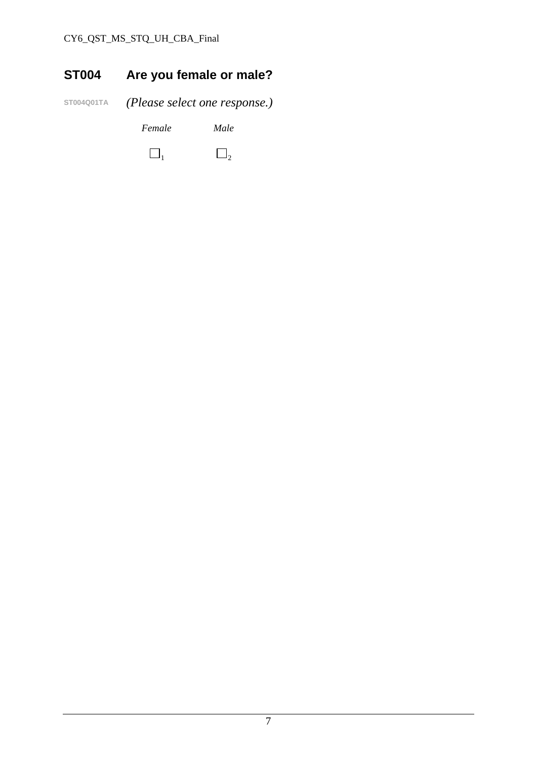## ST004 Are you female or male?

ST004Q01TA *(Please select one response.)*

| *Female* | *Male* |
|---|---|
| ☐ 1 | ☐ 2 |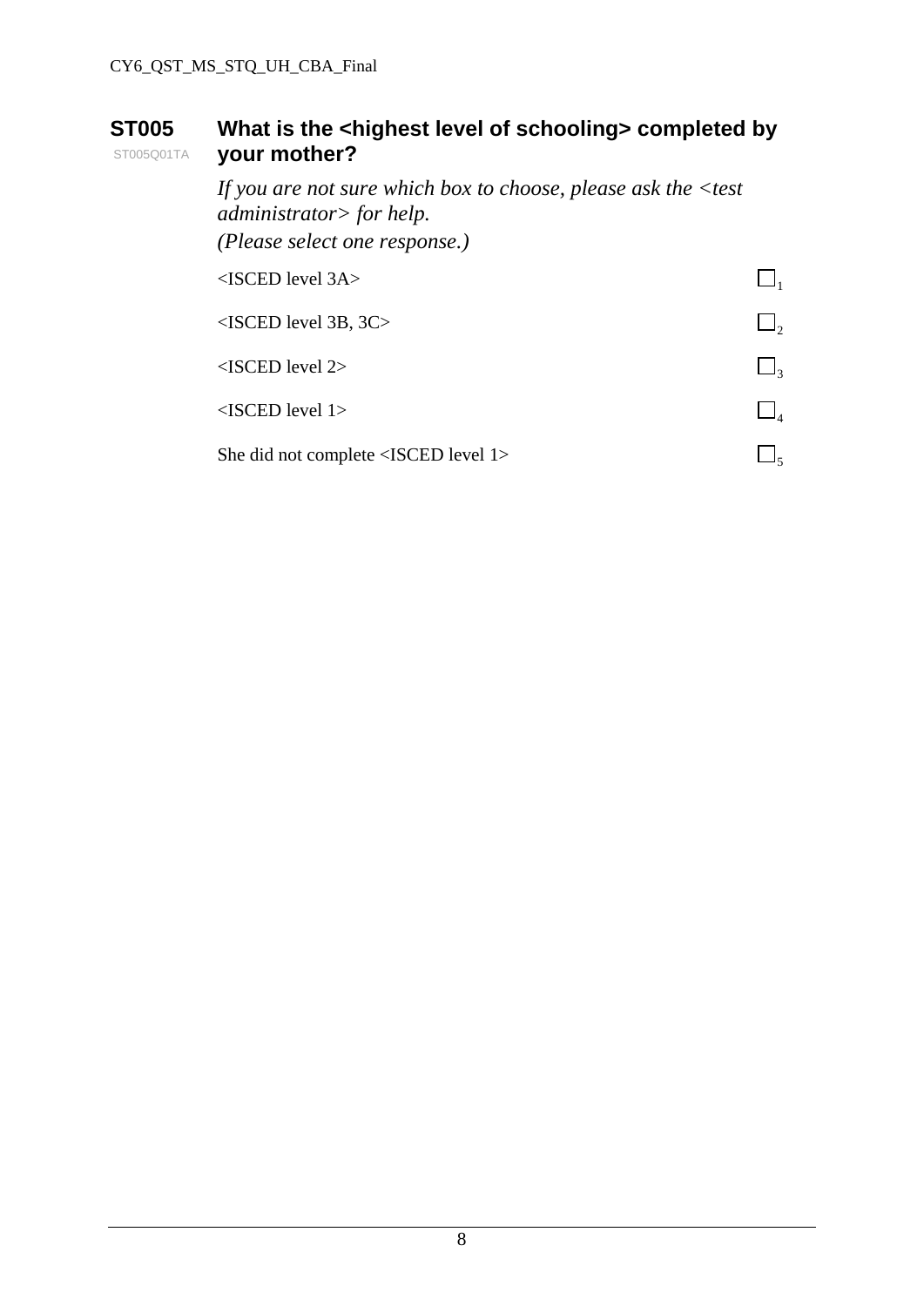**ST005** ST005Q01TA

## What is the <highest level of schooling> completed by your mother?

*If you are not sure which box to choose, please ask the <test administrator> for help.*
*(Please select one response.)*

| | |
|---|---|
| <ISCED level 3A> | ☐ 1 |
| <ISCED level 3B, 3C> | ☐ 2 |
| <ISCED level 2> | ☐ 3 |
| <ISCED level 1> | ☐ 4 |
| She did not complete <ISCED level 1> | ☐ 5 |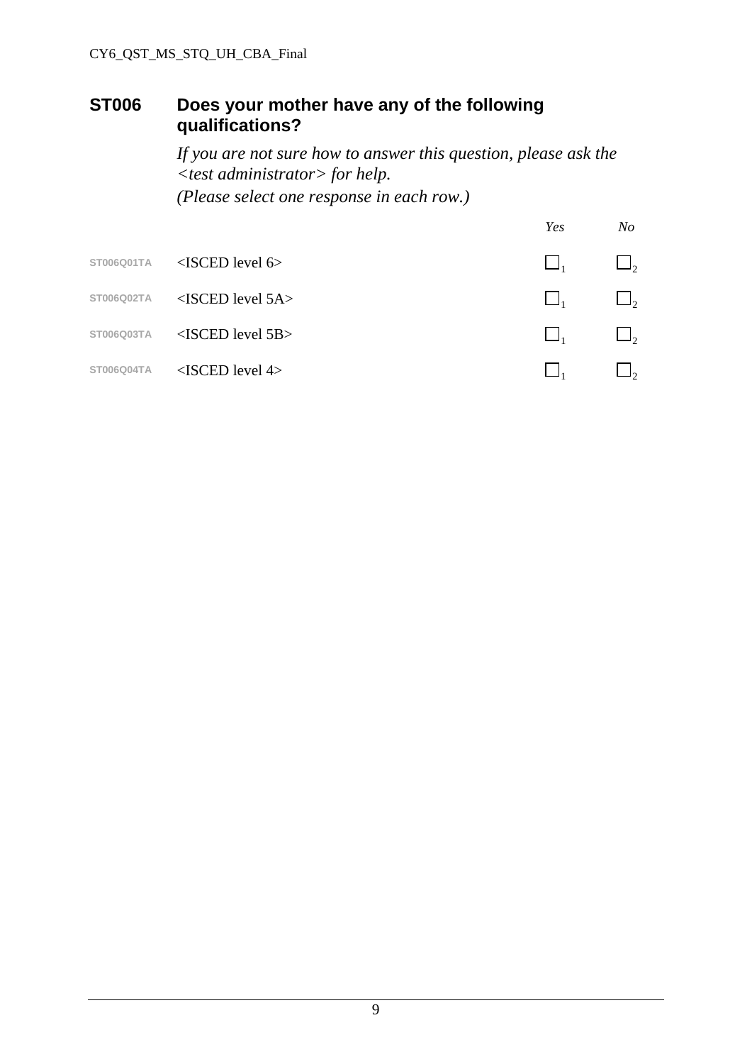## ST006 Does your mother have any of the following qualifications?

*If you are not sure how to answer this question, please ask the <test administrator> for help.*
*(Please select one response in each row.)*

| | | *Yes* | *No* |
|---|---|---|---|
| ST006Q01TA | <ISCED level 6> | ☐1 | ☐2 |
| ST006Q02TA | <ISCED level 5A> | ☐1 | ☐2 |
| ST006Q03TA | <ISCED level 5B> | ☐1 | ☐2 |
| ST006Q04TA | <ISCED level 4> | ☐1 | ☐2 |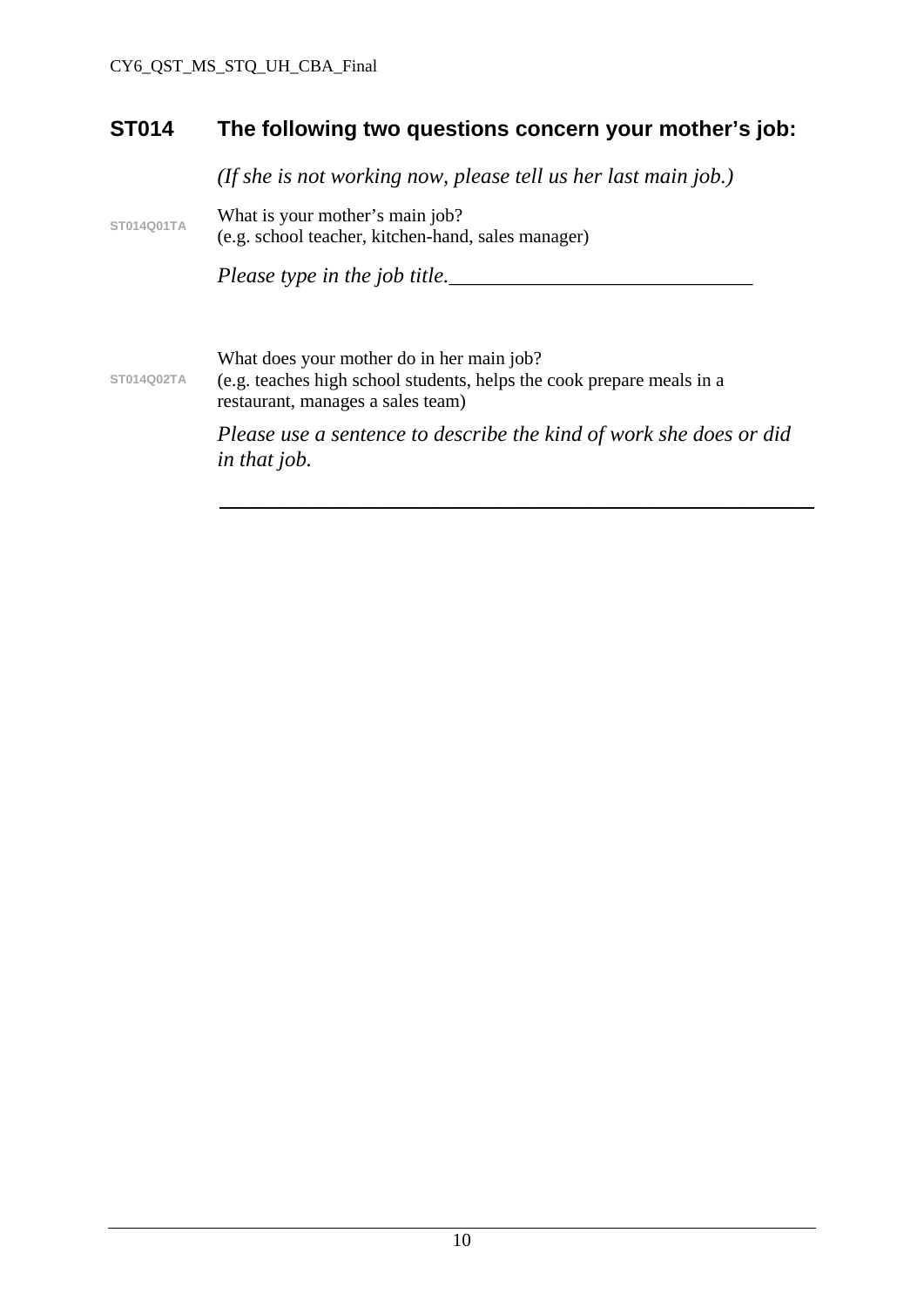## ST014 The following two questions concern your mother's job:

*(If she is not working now, please tell us her last main job.)*

ST014Q01TA

What is your mother's main job?
(e.g. school teacher, kitchen-hand, sales manager)

*Please type in the job title.*_____________________________

ST014Q02TA

What does your mother do in her main job?
(e.g. teaches high school students, helps the cook prepare meals in a restaurant, manages a sales team)

*Please use a sentence to describe the kind of work she does or did in that job.*

_____________________________________________________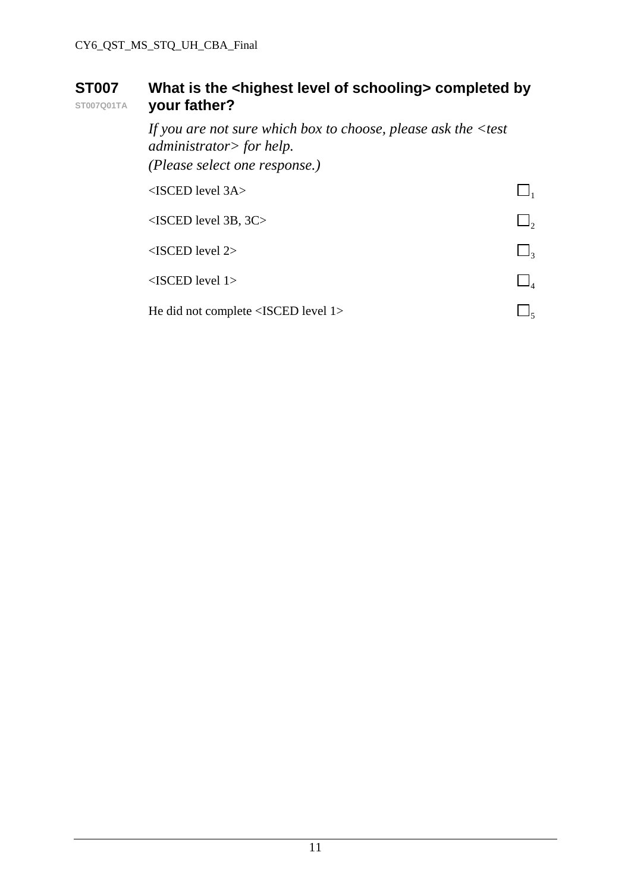## ST007 — What is the <highest level of schooling> completed by your father?

ST007Q01TA

*If you are not sure which box to choose, please ask the <test administrator> for help.*
*(Please select one response.)*

| | |
|---|---|
| <ISCED level 3A> | ☐ 1 |
| <ISCED level 3B, 3C> | ☐ 2 |
| <ISCED level 2> | ☐ 3 |
| <ISCED level 1> | ☐ 4 |
| He did not complete <ISCED level 1> | ☐ 5 |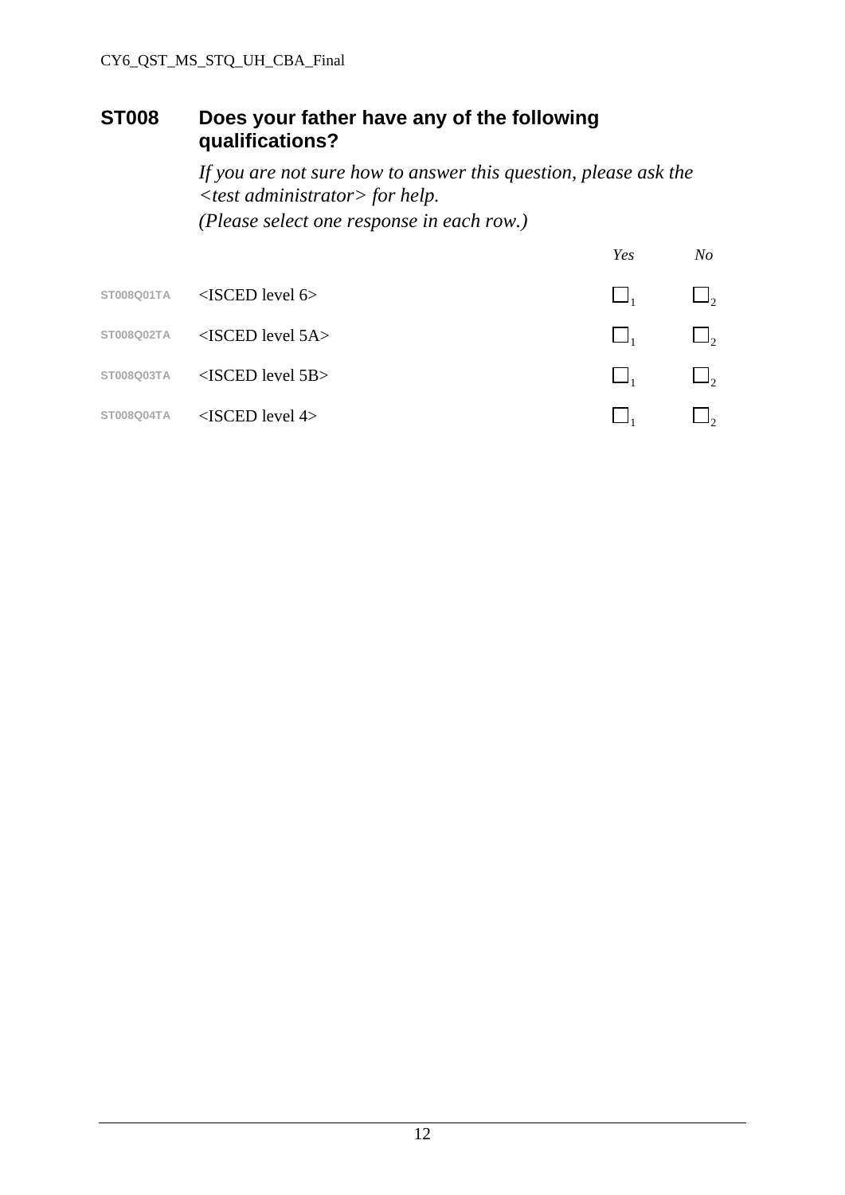## ST008 Does your father have any of the following qualifications?

*If you are not sure how to answer this question, please ask the <test administrator> for help.*
*(Please select one response in each row.)*

| | | *Yes* | *No* |
|---|---|---|---|
| ST008Q01TA | <ISCED level 6> | ☐1 | ☐2 |
| ST008Q02TA | <ISCED level 5A> | ☐1 | ☐2 |
| ST008Q03TA | <ISCED level 5B> | ☐1 | ☐2 |
| ST008Q04TA | <ISCED level 4> | ☐1 | ☐2 |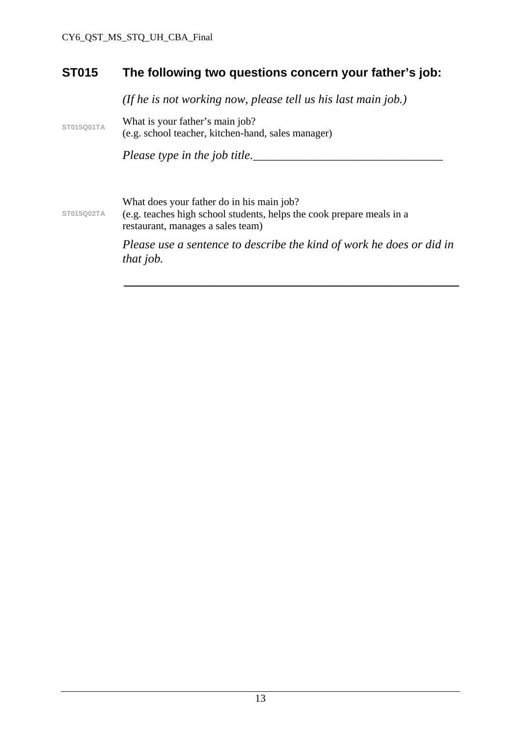## ST015 The following two questions concern your father's job:

*(If he is not working now, please tell us his last main job.)*

ST015Q01TA

What is your father's main job?
(e.g. school teacher, kitchen-hand, sales manager)

*Please type in the job title.*________________________________

ST015Q02TA

What does your father do in his main job?
(e.g. teaches high school students, helps the cook prepare meals in a restaurant, manages a sales team)

*Please use a sentence to describe the kind of work he does or did in that job.*

________________________________________________________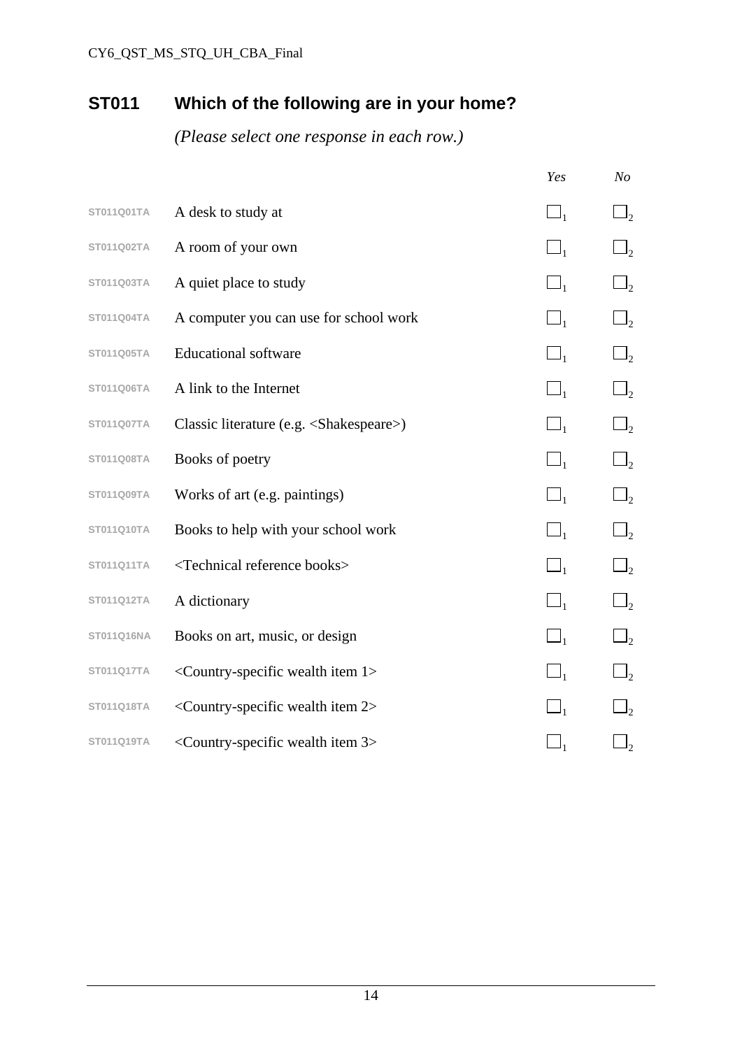## ST011 Which of the following are in your home?

*(Please select one response in each row.)*

| | | *Yes* | *No* |
|---|---|---|---|
| ST011Q01TA | A desk to study at | ☐1 | ☐2 |
| ST011Q02TA | A room of your own | ☐1 | ☐2 |
| ST011Q03TA | A quiet place to study | ☐1 | ☐2 |
| ST011Q04TA | A computer you can use for school work | ☐1 | ☐2 |
| ST011Q05TA | Educational software | ☐1 | ☐2 |
| ST011Q06TA | A link to the Internet | ☐1 | ☐2 |
| ST011Q07TA | Classic literature (e.g. <Shakespeare>) | ☐1 | ☐2 |
| ST011Q08TA | Books of poetry | ☐1 | ☐2 |
| ST011Q09TA | Works of art (e.g. paintings) | ☐1 | ☐2 |
| ST011Q10TA | Books to help with your school work | ☐1 | ☐2 |
| ST011Q11TA | <Technical reference books> | ☐1 | ☐2 |
| ST011Q12TA | A dictionary | ☐1 | ☐2 |
| ST011Q16NA | Books on art, music, or design | ☐1 | ☐2 |
| ST011Q17TA | <Country-specific wealth item 1> | ☐1 | ☐2 |
| ST011Q18TA | <Country-specific wealth item 2> | ☐1 | ☐2 |
| ST011Q19TA | <Country-specific wealth item 3> | ☐1 | ☐2 |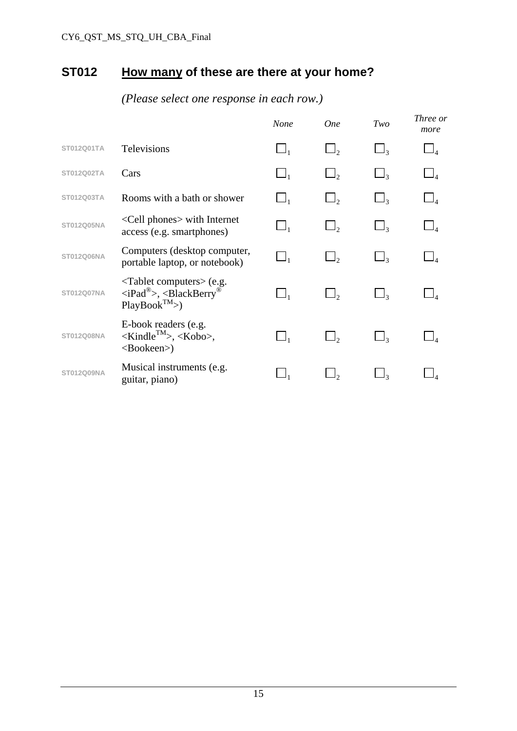## ST012 **How many** of these are there at your home?

*(Please select one response in each row.)*

| | | *None* | *One* | *Two* | *Three or more* |
|---|---|---|---|---|---|
| ST012Q01TA | Televisions | ☐1 | ☐2 | ☐3 | ☐4 |
| ST012Q02TA | Cars | ☐1 | ☐2 | ☐3 | ☐4 |
| ST012Q03TA | Rooms with a bath or shower | ☐1 | ☐2 | ☐3 | ☐4 |
| ST012Q05NA | <Cell phones> with Internet access (e.g. smartphones) | ☐1 | ☐2 | ☐3 | ☐4 |
| ST012Q06NA | Computers (desktop computer, portable laptop, or notebook) | ☐1 | ☐2 | ☐3 | ☐4 |
| ST012Q07NA | <Tablet computers> (e.g. <iPad®>, <BlackBerry® PlayBook™>) | ☐1 | ☐2 | ☐3 | ☐4 |
| ST012Q08NA | E-book readers (e.g. <Kindle™>, <Kobo>, <Bookeen>) | ☐1 | ☐2 | ☐3 | ☐4 |
| ST012Q09NA | Musical instruments (e.g. guitar, piano) | ☐1 | ☐2 | ☐3 | ☐4 |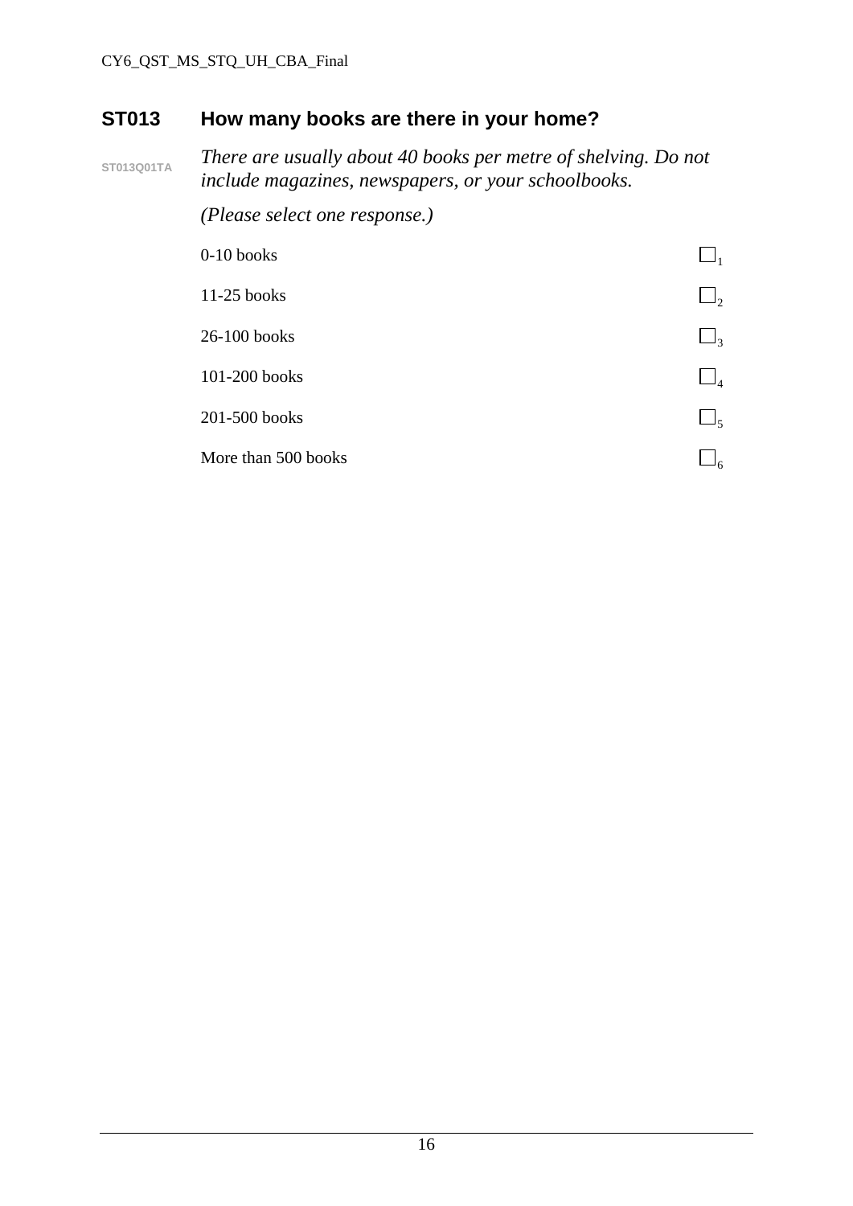## ST013 How many books are there in your home?

ST013Q01TA

*There are usually about 40 books per metre of shelving. Do not include magazines, newspapers, or your schoolbooks.*

*(Please select one response.)*

| | |
|---|---|
| 0-10 books | ☐ 1 |
| 11-25 books | ☐ 2 |
| 26-100 books | ☐ 3 |
| 101-200 books | ☐ 4 |
| 201-500 books | ☐ 5 |
| More than 500 books | ☐ 6 |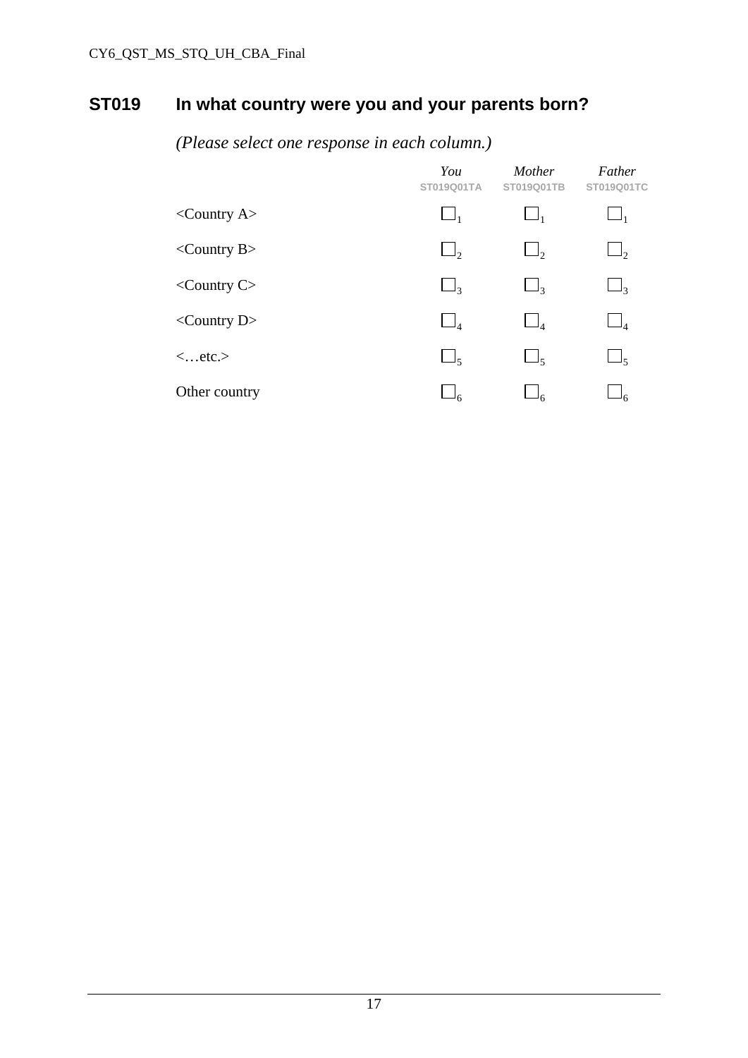## ST019 In what country were you and your parents born?

*(Please select one response in each column.)*

| | *You* ST019Q01TA | *Mother* ST019Q01TB | *Father* ST019Q01TC |
|---|---|---|---|
| <Country A> | ☐1 | ☐1 | ☐1 |
| <Country B> | ☐2 | ☐2 | ☐2 |
| <Country C> | ☐3 | ☐3 | ☐3 |
| <Country D> | ☐4 | ☐4 | ☐4 |
| <…etc.> | ☐5 | ☐5 | ☐5 |
| Other country | ☐6 | ☐6 | ☐6 |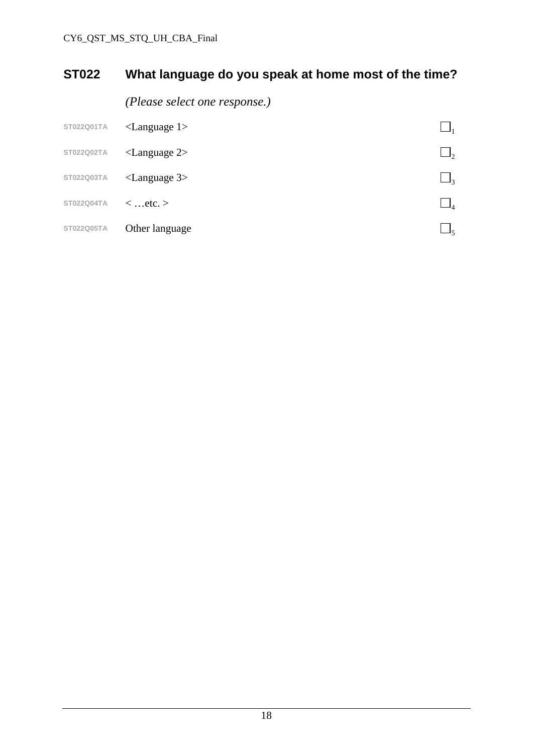## ST022 What language do you speak at home most of the time?

*(Please select one response.)*

| | | |
|---|---|---|
| ST022Q01TA | <Language 1> | ☐1 |
| ST022Q02TA | <Language 2> | ☐2 |
| ST022Q03TA | <Language 3> | ☐3 |
| ST022Q04TA | < …etc. > | ☐4 |
| ST022Q05TA | Other language | ☐5 |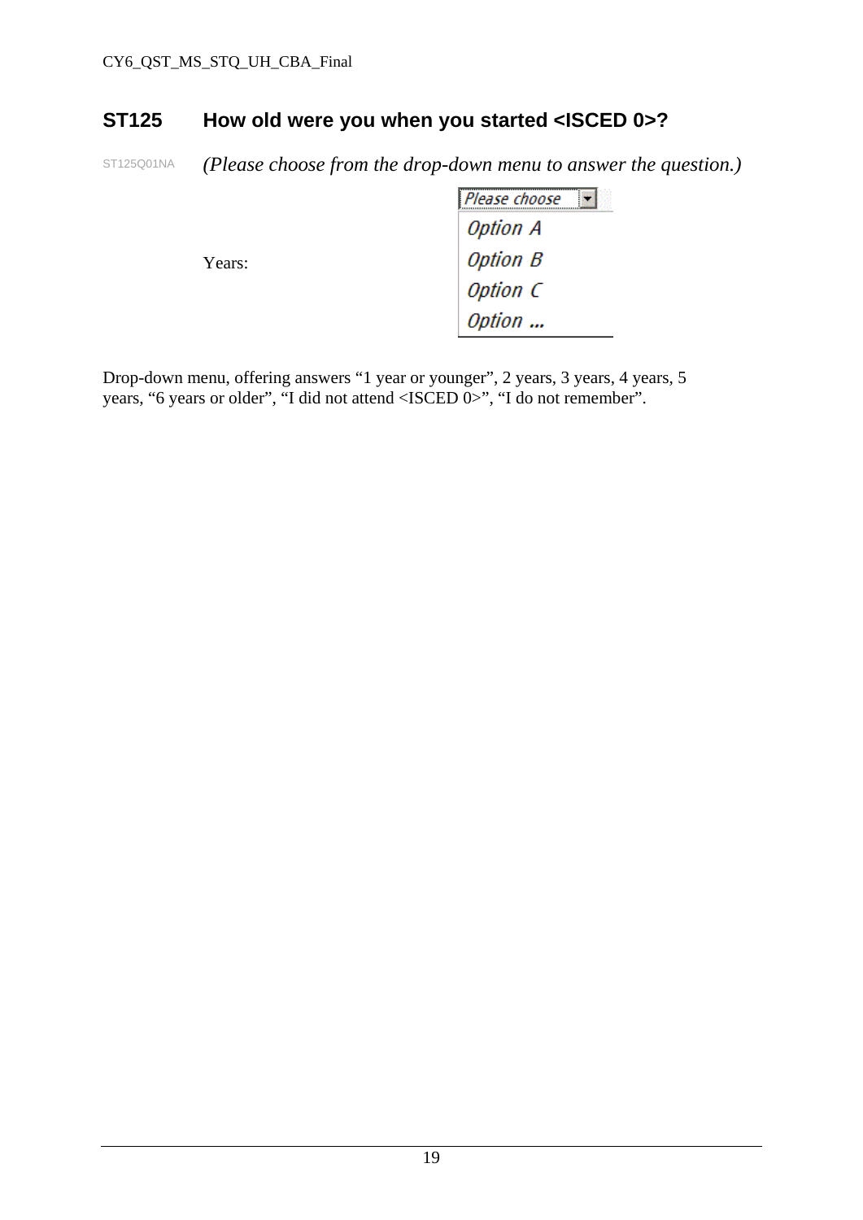## ST125 How old were you when you started <ISCED 0>?

ST125Q01NA *(Please choose from the drop-down menu to answer the question.)*

Years:

| *Please choose* |
|---|
| *Option A* |
| *Option B* |
| *Option C* |
| *Option ...* |

Drop-down menu, offering answers “1 year or younger”, 2 years, 3 years, 4 years, 5 years, “6 years or older”, “I did not attend <ISCED 0>”, “I do not remember”.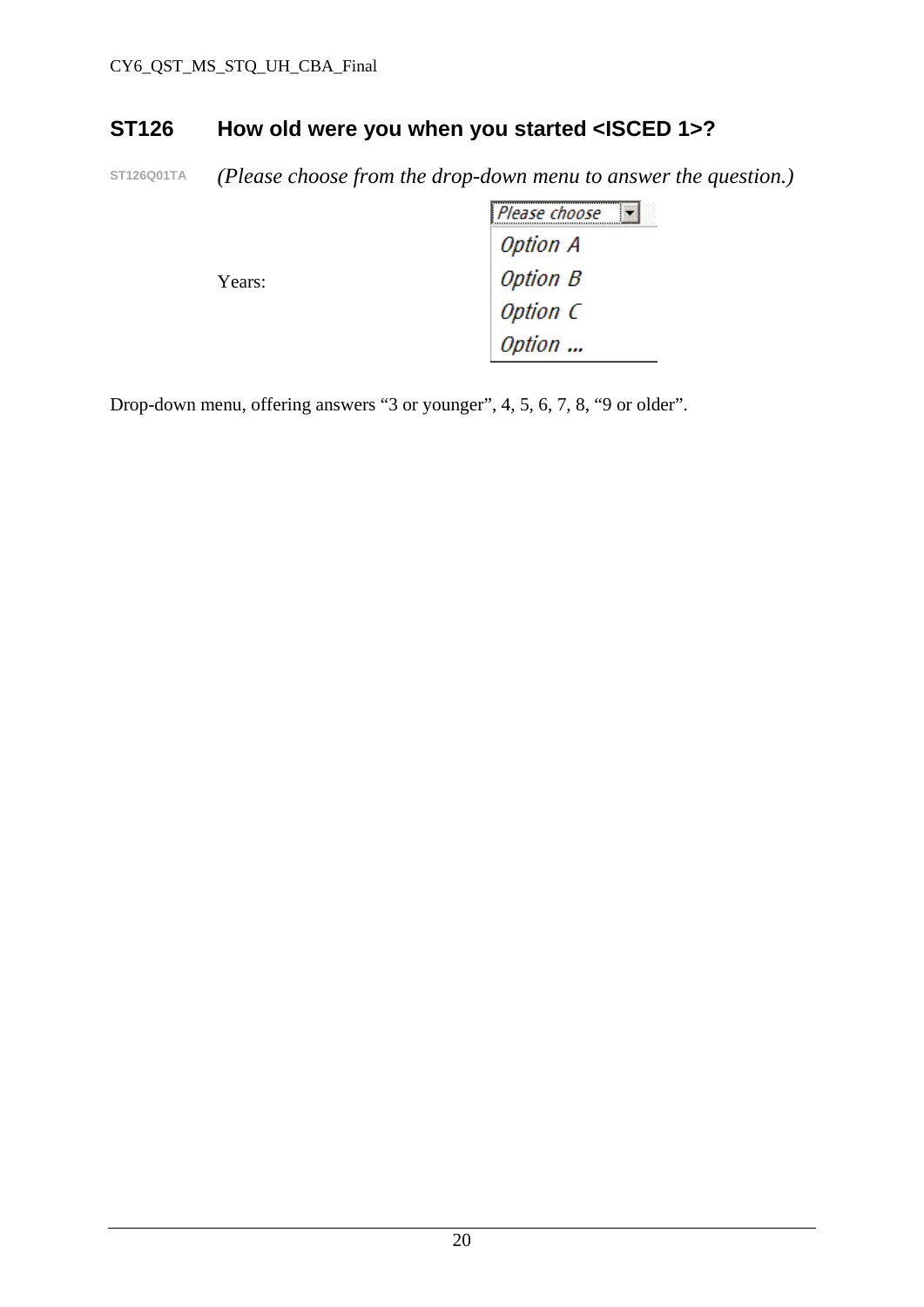## ST126 How old were you when you started <ISCED 1>?

ST126Q01TA *(Please choose from the drop-down menu to answer the question.)*

Years:

| Please choose |
|---|
| Option A |
| Option B |
| Option C |
| Option ... |

Drop-down menu, offering answers “3 or younger”, 4, 5, 6, 7, 8, “9 or older”.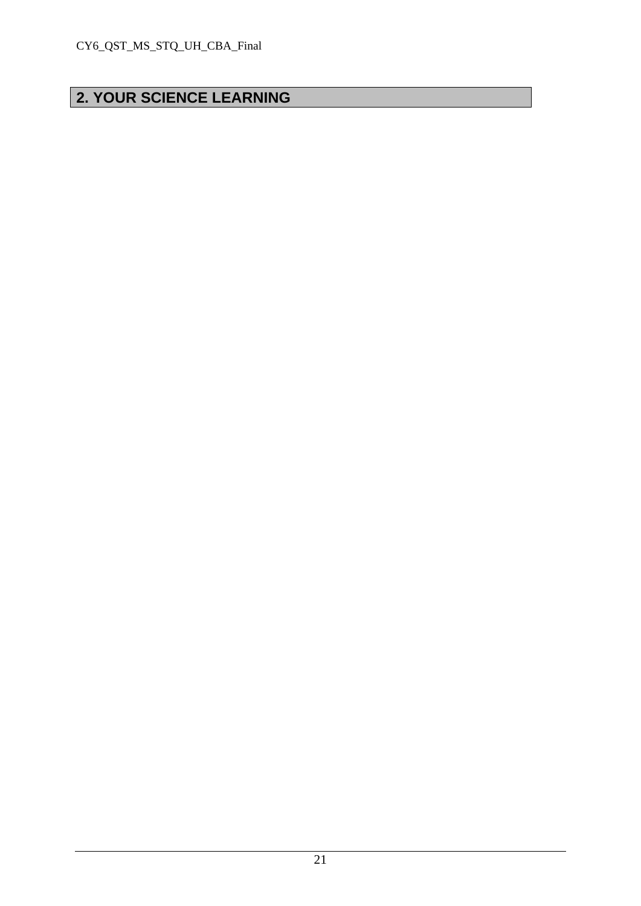## 2. YOUR SCIENCE LEARNING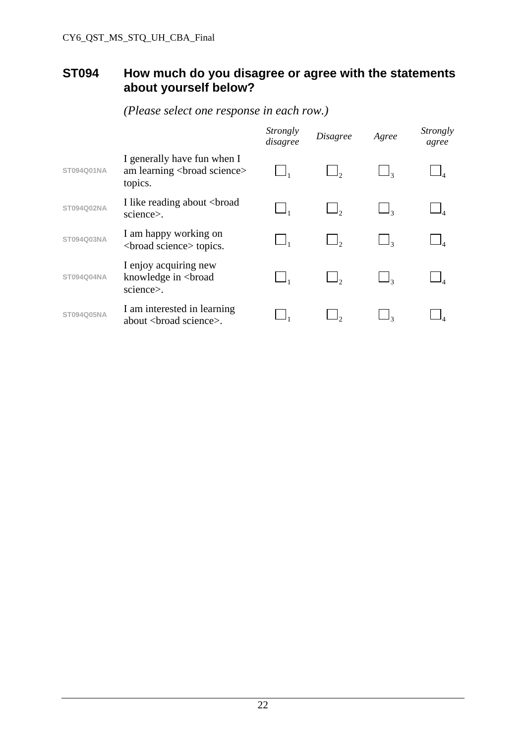## ST094 How much do you disagree or agree with the statements about yourself below?

*(Please select one response in each row.)*

| | | *Strongly disagree* | *Disagree* | *Agree* | *Strongly agree* |
|---|---|---|---|---|---|
| ST094Q01NA | I generally have fun when I am learning <broad science> topics. | ☐1 | ☐2 | ☐3 | ☐4 |
| ST094Q02NA | I like reading about <broad science>. | ☐1 | ☐2 | ☐3 | ☐4 |
| ST094Q03NA | I am happy working on <broad science> topics. | ☐1 | ☐2 | ☐3 | ☐4 |
| ST094Q04NA | I enjoy acquiring new knowledge in <broad science>. | ☐1 | ☐2 | ☐3 | ☐4 |
| ST094Q05NA | I am interested in learning about <broad science>. | ☐1 | ☐2 | ☐3 | ☐4 |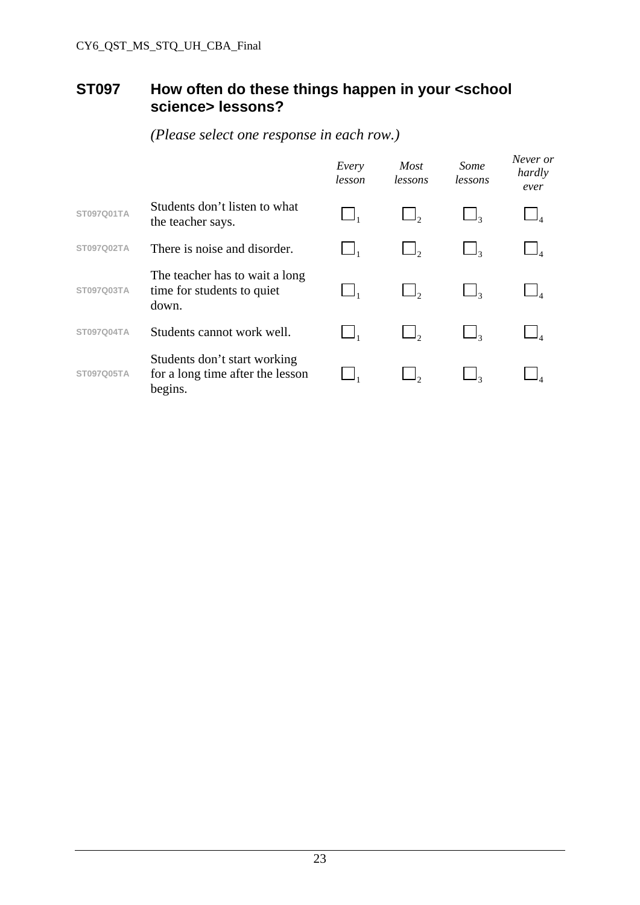## ST097 How often do these things happen in your <school science> lessons?

*(Please select one response in each row.)*

| | | *Every lesson* | *Most lessons* | *Some lessons* | *Never or hardly ever* |
|---|---|---|---|---|---|
| ST097Q01TA | Students don't listen to what the teacher says. | ☐1 | ☐2 | ☐3 | ☐4 |
| ST097Q02TA | There is noise and disorder. | ☐1 | ☐2 | ☐3 | ☐4 |
| ST097Q03TA | The teacher has to wait a long time for students to quiet down. | ☐1 | ☐2 | ☐3 | ☐4 |
| ST097Q04TA | Students cannot work well. | ☐1 | ☐2 | ☐3 | ☐4 |
| ST097Q05TA | Students don't start working for a long time after the lesson begins. | ☐1 | ☐2 | ☐3 | ☐4 |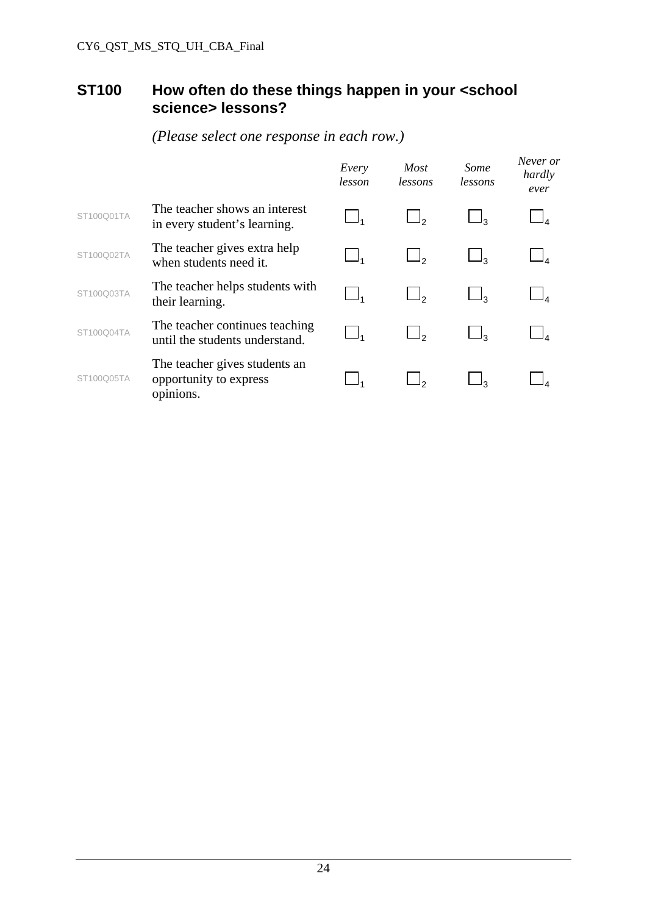## ST100 How often do these things happen in your <school science> lessons?

*(Please select one response in each row.)*

| | | *Every lesson* | *Most lessons* | *Some lessons* | *Never or hardly ever* |
|---|---|---|---|---|---|
| ST100Q01TA | The teacher shows an interest in every student's learning. | ☐1 | ☐2 | ☐3 | ☐4 |
| ST100Q02TA | The teacher gives extra help when students need it. | ☐1 | ☐2 | ☐3 | ☐4 |
| ST100Q03TA | The teacher helps students with their learning. | ☐1 | ☐2 | ☐3 | ☐4 |
| ST100Q04TA | The teacher continues teaching until the students understand. | ☐1 | ☐2 | ☐3 | ☐4 |
| ST100Q05TA | The teacher gives students an opportunity to express opinions. | ☐1 | ☐2 | ☐3 | ☐4 |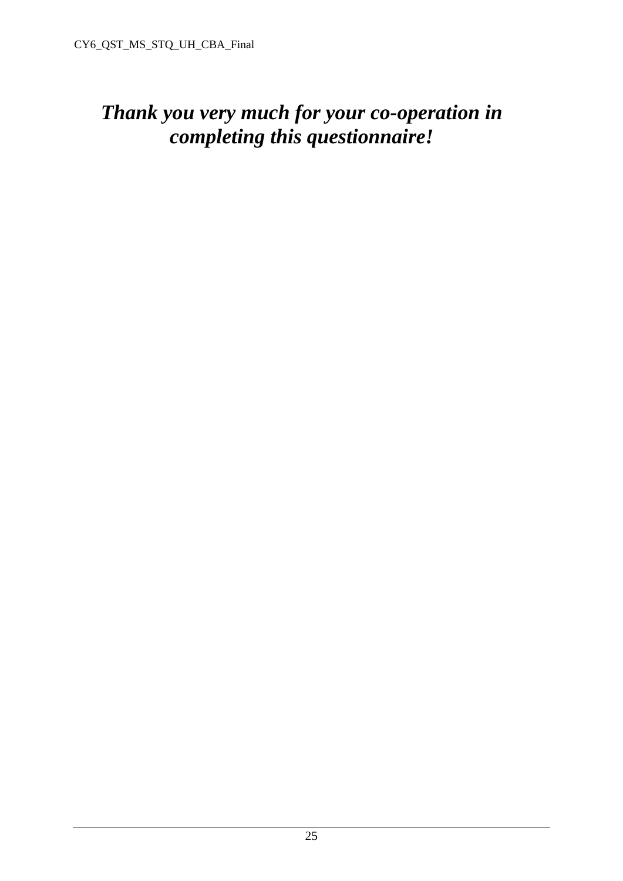***Thank you very much for your co-operation in completing this questionnaire!***